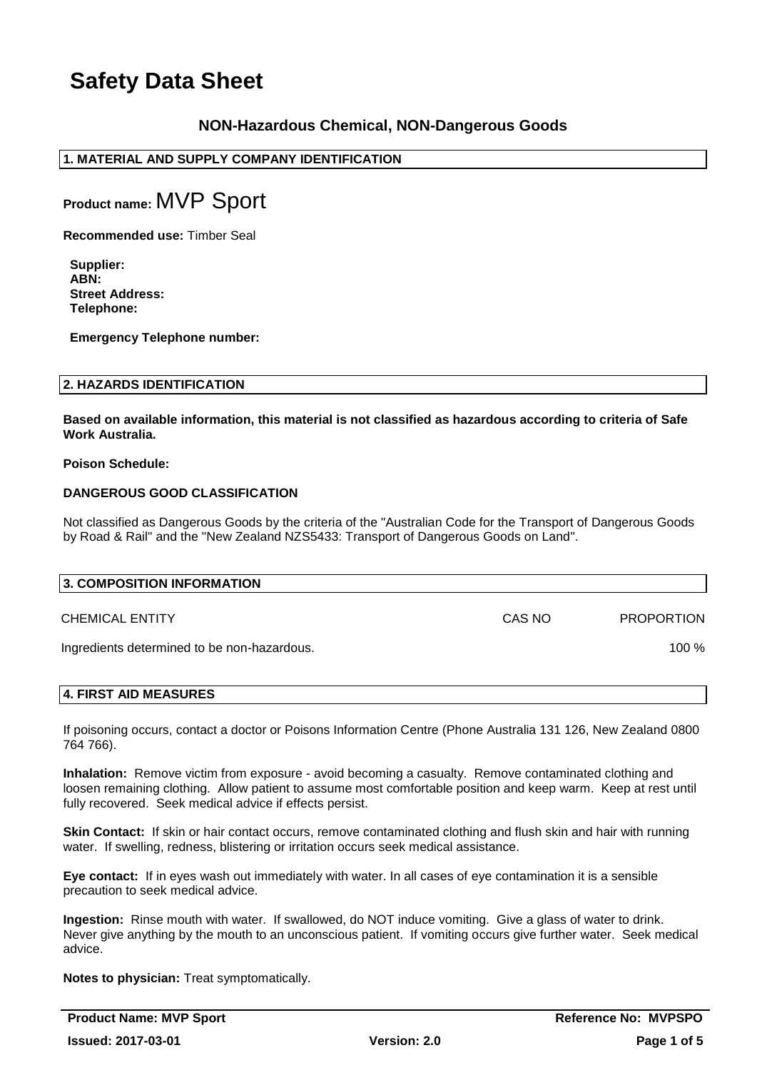# Safety Data Sheet

### NON-Hazardous Chemical, NON-Dangerous Goods

## 1. MATERIAL AND SUPPLY COMPANY IDENTIFICATION

**Product name:** MVP Sport

**Recommended use:** Timber Seal

**Supplier:**
**ABN:**
**Street Address:**
**Telephone:**

**Emergency Telephone number:**

## 2. HAZARDS IDENTIFICATION

**Based on available information, this material is not classified as hazardous according to criteria of Safe Work Australia.**

**Poison Schedule:**

**DANGEROUS GOOD CLASSIFICATION**

Not classified as Dangerous Goods by the criteria of the "Australian Code for the Transport of Dangerous Goods by Road & Rail" and the "New Zealand NZS5433: Transport of Dangerous Goods on Land".

## 3. COMPOSITION INFORMATION

| CHEMICAL ENTITY | CAS NO | PROPORTION |
|---|---|---|
| Ingredients determined to be non-hazardous. | | 100 % |

## 4. FIRST AID MEASURES

If poisoning occurs, contact a doctor or Poisons Information Centre (Phone Australia 131 126, New Zealand 0800 764 766).

**Inhalation:** Remove victim from exposure - avoid becoming a casualty. Remove contaminated clothing and loosen remaining clothing. Allow patient to assume most comfortable position and keep warm. Keep at rest until fully recovered. Seek medical advice if effects persist.

**Skin Contact:** If skin or hair contact occurs, remove contaminated clothing and flush skin and hair with running water. If swelling, redness, blistering or irritation occurs seek medical assistance.

**Eye contact:** If in eyes wash out immediately with water. In all cases of eye contamination it is a sensible precaution to seek medical advice.

**Ingestion:** Rinse mouth with water. If swallowed, do NOT induce vomiting. Give a glass of water to drink. Never give anything by the mouth to an unconscious patient. If vomiting occurs give further water. Seek medical advice.

**Notes to physician:** Treat symptomatically.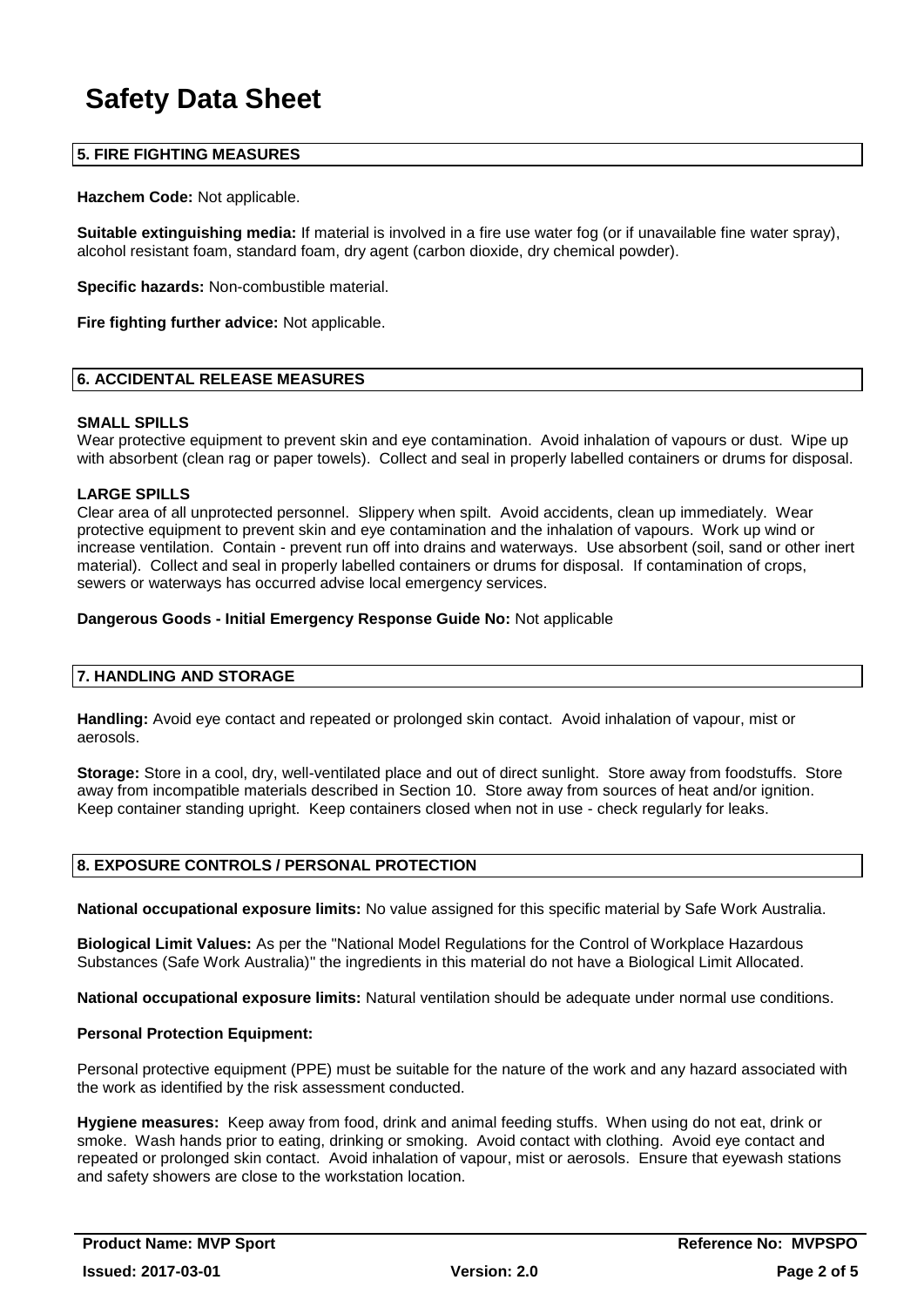# Safety Data Sheet

## 5. FIRE FIGHTING MEASURES

**Hazchem Code:** Not applicable.

**Suitable extinguishing media:** If material is involved in a fire use water fog (or if unavailable fine water spray), alcohol resistant foam, standard foam, dry agent (carbon dioxide, dry chemical powder).

**Specific hazards:** Non-combustible material.

**Fire fighting further advice:** Not applicable.

## 6. ACCIDENTAL RELEASE MEASURES

**SMALL SPILLS**
Wear protective equipment to prevent skin and eye contamination. Avoid inhalation of vapours or dust. Wipe up with absorbent (clean rag or paper towels). Collect and seal in properly labelled containers or drums for disposal.

**LARGE SPILLS**
Clear area of all unprotected personnel. Slippery when spilt. Avoid accidents, clean up immediately. Wear protective equipment to prevent skin and eye contamination and the inhalation of vapours. Work up wind or increase ventilation. Contain - prevent run off into drains and waterways. Use absorbent (soil, sand or other inert material). Collect and seal in properly labelled containers or drums for disposal. If contamination of crops, sewers or waterways has occurred advise local emergency services.

**Dangerous Goods - Initial Emergency Response Guide No:** Not applicable

## 7. HANDLING AND STORAGE

**Handling:** Avoid eye contact and repeated or prolonged skin contact. Avoid inhalation of vapour, mist or aerosols.

**Storage:** Store in a cool, dry, well-ventilated place and out of direct sunlight. Store away from foodstuffs. Store away from incompatible materials described in Section 10. Store away from sources of heat and/or ignition. Keep container standing upright. Keep containers closed when not in use - check regularly for leaks.

## 8. EXPOSURE CONTROLS / PERSONAL PROTECTION

**National occupational exposure limits:** No value assigned for this specific material by Safe Work Australia.

**Biological Limit Values:** As per the "National Model Regulations for the Control of Workplace Hazardous Substances (Safe Work Australia)" the ingredients in this material do not have a Biological Limit Allocated.

**National occupational exposure limits:** Natural ventilation should be adequate under normal use conditions.

**Personal Protection Equipment:**

Personal protective equipment (PPE) must be suitable for the nature of the work and any hazard associated with the work as identified by the risk assessment conducted.

**Hygiene measures:** Keep away from food, drink and animal feeding stuffs. When using do not eat, drink or smoke. Wash hands prior to eating, drinking or smoking. Avoid contact with clothing. Avoid eye contact and repeated or prolonged skin contact. Avoid inhalation of vapour, mist or aerosols. Ensure that eyewash stations and safety showers are close to the workstation location.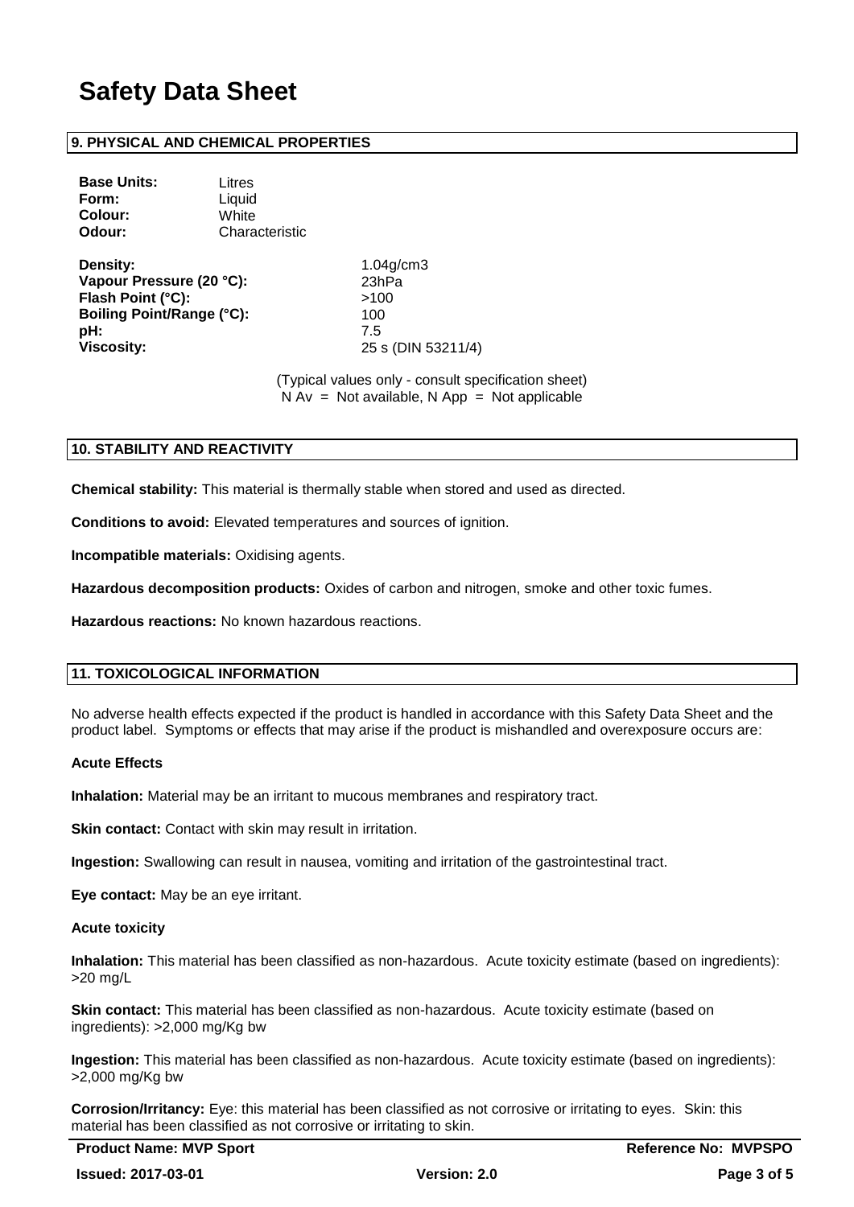# Safety Data Sheet

## 9. PHYSICAL AND CHEMICAL PROPERTIES

**Base Units:** Litres
**Form:** Liquid
**Colour:** White
**Odour:** Characteristic

**Density:** 1.04g/cm3
**Vapour Pressure (20 °C):** 23hPa
**Flash Point (°C):** >100
**Boiling Point/Range (°C):** 100
**pH:** 7.5
**Viscosity:** 25 s (DIN 53211/4)

(Typical values only - consult specification sheet)
N Av = Not available, N App = Not applicable

## 10. STABILITY AND REACTIVITY

**Chemical stability:** This material is thermally stable when stored and used as directed.

**Conditions to avoid:** Elevated temperatures and sources of ignition.

**Incompatible materials:** Oxidising agents.

**Hazardous decomposition products:** Oxides of carbon and nitrogen, smoke and other toxic fumes.

**Hazardous reactions:** No known hazardous reactions.

## 11. TOXICOLOGICAL INFORMATION

No adverse health effects expected if the product is handled in accordance with this Safety Data Sheet and the product label. Symptoms or effects that may arise if the product is mishandled and overexposure occurs are:

### Acute Effects

**Inhalation:** Material may be an irritant to mucous membranes and respiratory tract.

**Skin contact:** Contact with skin may result in irritation.

**Ingestion:** Swallowing can result in nausea, vomiting and irritation of the gastrointestinal tract.

**Eye contact:** May be an eye irritant.

### Acute toxicity

**Inhalation:** This material has been classified as non-hazardous. Acute toxicity estimate (based on ingredients): >20 mg/L

**Skin contact:** This material has been classified as non-hazardous. Acute toxicity estimate (based on ingredients): >2,000 mg/Kg bw

**Ingestion:** This material has been classified as non-hazardous. Acute toxicity estimate (based on ingredients): >2,000 mg/Kg bw

**Corrosion/Irritancy:** Eye: this material has been classified as not corrosive or irritating to eyes. Skin: this material has been classified as not corrosive or irritating to skin.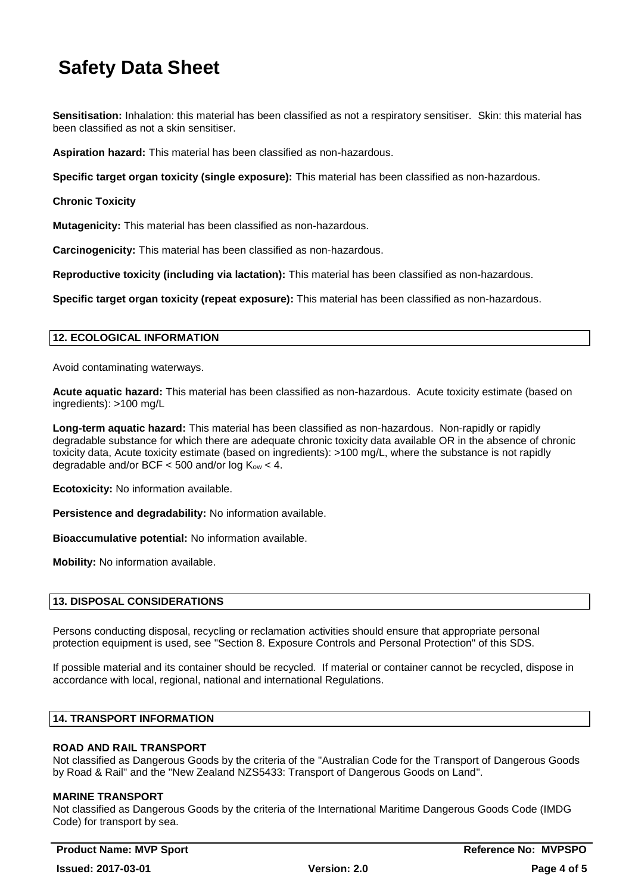# Safety Data Sheet

**Sensitisation:** Inhalation: this material has been classified as not a respiratory sensitiser. Skin: this material has been classified as not a skin sensitiser.

**Aspiration hazard:** This material has been classified as non-hazardous.

**Specific target organ toxicity (single exposure):** This material has been classified as non-hazardous.

**Chronic Toxicity**

**Mutagenicity:** This material has been classified as non-hazardous.

**Carcinogenicity:** This material has been classified as non-hazardous.

**Reproductive toxicity (including via lactation):** This material has been classified as non-hazardous.

**Specific target organ toxicity (repeat exposure):** This material has been classified as non-hazardous.

## 12. ECOLOGICAL INFORMATION

Avoid contaminating waterways.

**Acute aquatic hazard:** This material has been classified as non-hazardous. Acute toxicity estimate (based on ingredients): >100 mg/L

**Long-term aquatic hazard:** This material has been classified as non-hazardous. Non-rapidly or rapidly degradable substance for which there are adequate chronic toxicity data available OR in the absence of chronic toxicity data, Acute toxicity estimate (based on ingredients): >100 mg/L, where the substance is not rapidly degradable and/or BCF < 500 and/or log $K_{ow} < 4$.

**Ecotoxicity:** No information available.

**Persistence and degradability:** No information available.

**Bioaccumulative potential:** No information available.

**Mobility:** No information available.

## 13. DISPOSAL CONSIDERATIONS

Persons conducting disposal, recycling or reclamation activities should ensure that appropriate personal protection equipment is used, see "Section 8. Exposure Controls and Personal Protection" of this SDS.

If possible material and its container should be recycled. If material or container cannot be recycled, dispose in accordance with local, regional, national and international Regulations.

## 14. TRANSPORT INFORMATION

**ROAD AND RAIL TRANSPORT**
Not classified as Dangerous Goods by the criteria of the "Australian Code for the Transport of Dangerous Goods by Road & Rail" and the "New Zealand NZS5433: Transport of Dangerous Goods on Land".

**MARINE TRANSPORT**
Not classified as Dangerous Goods by the criteria of the International Maritime Dangerous Goods Code (IMDG Code) for transport by sea.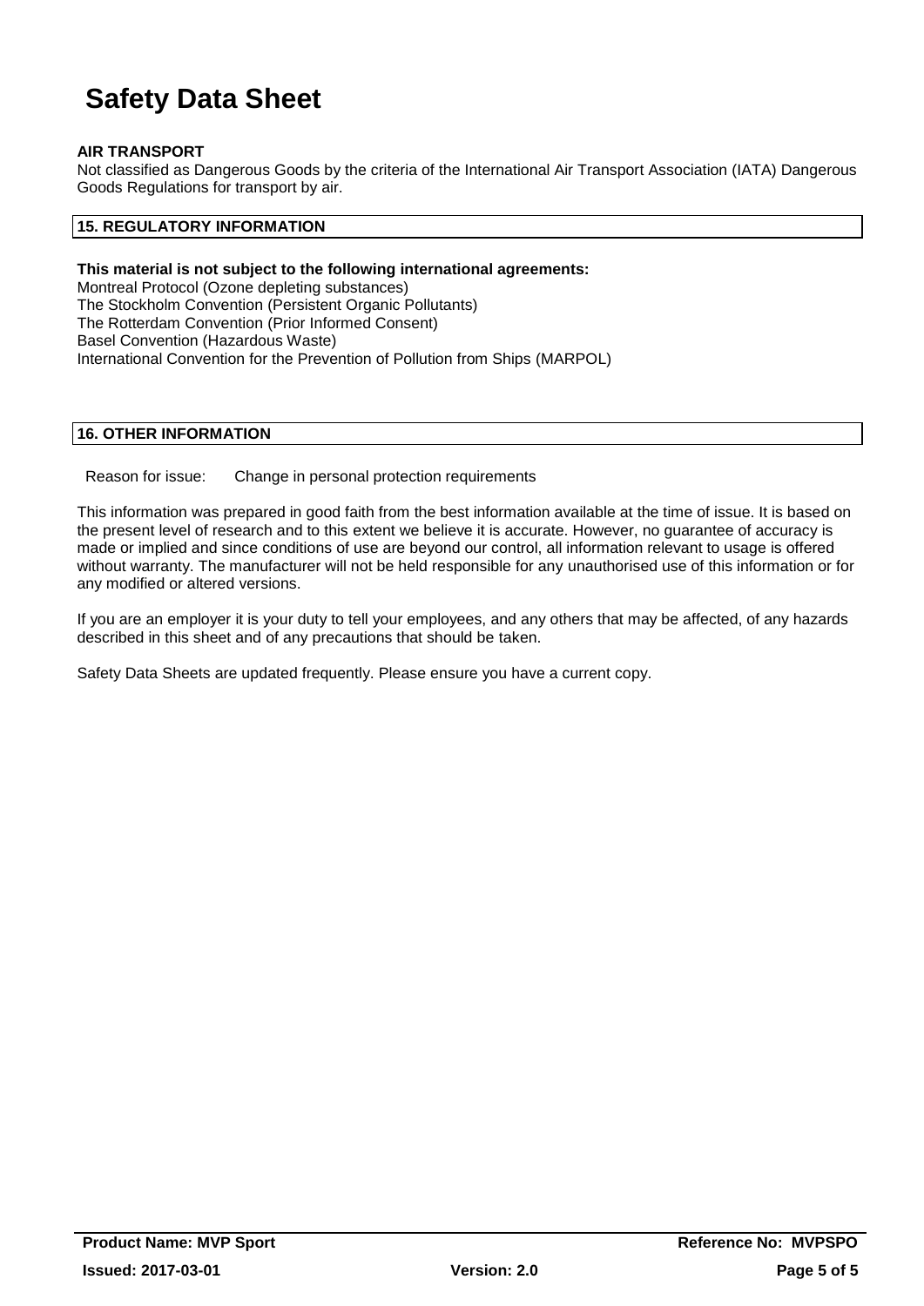**AIR TRANSPORT**

Not classified as Dangerous Goods by the criteria of the International Air Transport Association (IATA) Dangerous Goods Regulations for transport by air.

## 15. REGULATORY INFORMATION

**This material is not subject to the following international agreements:**

Montreal Protocol (Ozone depleting substances)
The Stockholm Convention (Persistent Organic Pollutants)
The Rotterdam Convention (Prior Informed Consent)
Basel Convention (Hazardous Waste)
International Convention for the Prevention of Pollution from Ships (MARPOL)

## 16. OTHER INFORMATION

Reason for issue: Change in personal protection requirements

This information was prepared in good faith from the best information available at the time of issue. It is based on the present level of research and to this extent we believe it is accurate. However, no guarantee of accuracy is made or implied and since conditions of use are beyond our control, all information relevant to usage is offered without warranty. The manufacturer will not be held responsible for any unauthorised use of this information or for any modified or altered versions.

If you are an employer it is your duty to tell your employees, and any others that may be affected, of any hazards described in this sheet and of any precautions that should be taken.

Safety Data Sheets are updated frequently. Please ensure you have a current copy.